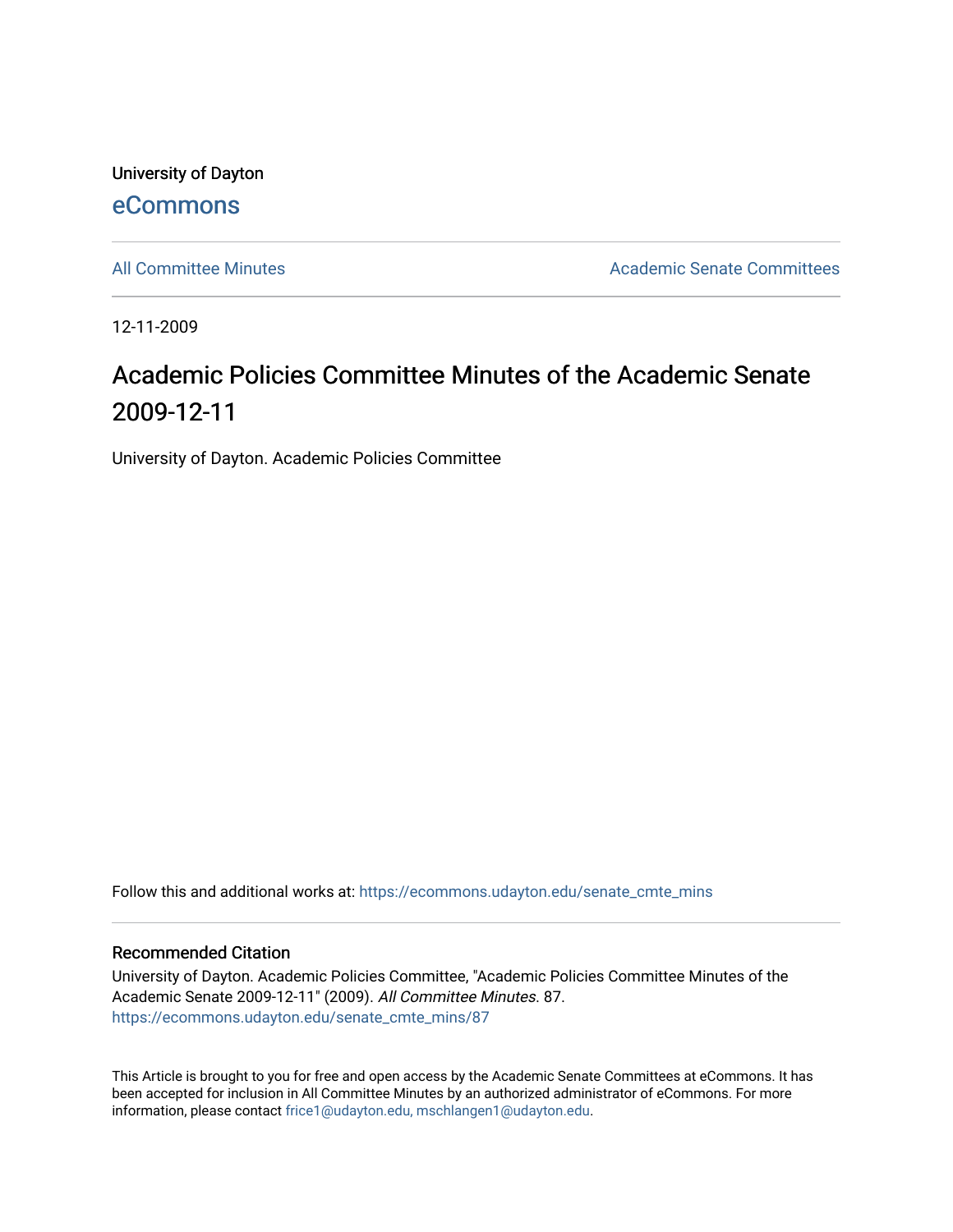University of Dayton

eCommons

All Committee Minutes

Academic Senate Committees

12-11-2009

# Academic Policies Committee Minutes of the Academic Senate 2009-12-11

University of Dayton. Academic Policies Committee

Follow this and additional works at: https://ecommons.udayton.edu/senate_cmte_mins

## Recommended Citation

University of Dayton. Academic Policies Committee, "Academic Policies Committee Minutes of the Academic Senate 2009-12-11" (2009). *All Committee Minutes*. 87.
https://ecommons.udayton.edu/senate_cmte_mins/87

This Article is brought to you for free and open access by the Academic Senate Committees at eCommons. It has been accepted for inclusion in All Committee Minutes by an authorized administrator of eCommons. For more information, please contact frice1@udayton.edu, mschlangen1@udayton.edu.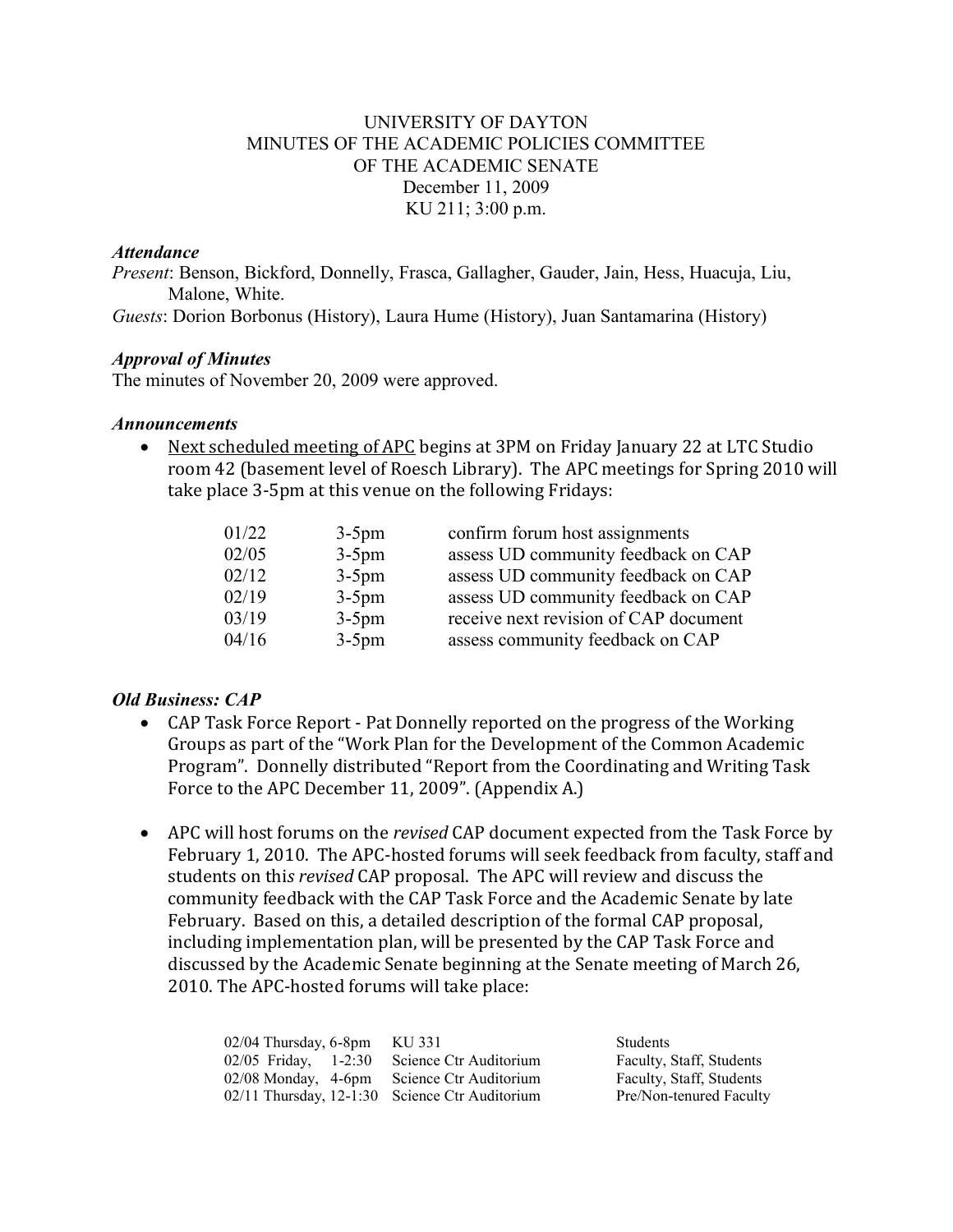UNIVERSITY OF DAYTON
MINUTES OF THE ACADEMIC POLICIES COMMITTEE
OF THE ACADEMIC SENATE
December 11, 2009
KU 211; 3:00 p.m.

### *Attendance*

*Present*: Benson, Bickford, Donnelly, Frasca, Gallagher, Gauder, Jain, Hess, Huacuja, Liu, Malone, White.

*Guests*: Dorion Borbonus (History), Laura Hume (History), Juan Santamarina (History)

### *Approval of Minutes*

The minutes of November 20, 2009 were approved.

### *Announcements*

- Next scheduled meeting of APC begins at 3PM on Friday January 22 at LTC Studio room 42 (basement level of Roesch Library). The APC meetings for Spring 2010 will take place 3-5pm at this venue on the following Fridays:

| | | |
|---|---|---|
| 01/22 | 3-5pm | confirm forum host assignments |
| 02/05 | 3-5pm | assess UD community feedback on CAP |
| 02/12 | 3-5pm | assess UD community feedback on CAP |
| 02/19 | 3-5pm | assess UD community feedback on CAP |
| 03/19 | 3-5pm | receive next revision of CAP document |
| 04/16 | 3-5pm | assess community feedback on CAP |

### *Old Business: CAP*

- CAP Task Force Report - Pat Donnelly reported on the progress of the Working Groups as part of the "Work Plan for the Development of the Common Academic Program". Donnelly distributed "Report from the Coordinating and Writing Task Force to the APC December 11, 2009". (Appendix A.)

- APC will host forums on the *revised* CAP document expected from the Task Force by February 1, 2010. The APC-hosted forums will seek feedback from faculty, staff and students on this *revised* CAP proposal. The APC will review and discuss the community feedback with the CAP Task Force and the Academic Senate by late February. Based on this, a detailed description of the formal CAP proposal, including implementation plan, will be presented by the CAP Task Force and discussed by the Academic Senate beginning at the Senate meeting of March 26, 2010. The APC-hosted forums will take place:

| | | |
|---|---|---|
| 02/04 Thursday, 6-8pm | KU 331 | Students |
| 02/05 Friday, 1-2:30 | Science Ctr Auditorium | Faculty, Staff, Students |
| 02/08 Monday, 4-6pm | Science Ctr Auditorium | Faculty, Staff, Students |
| 02/11 Thursday, 12-1:30 | Science Ctr Auditorium | Pre/Non-tenured Faculty |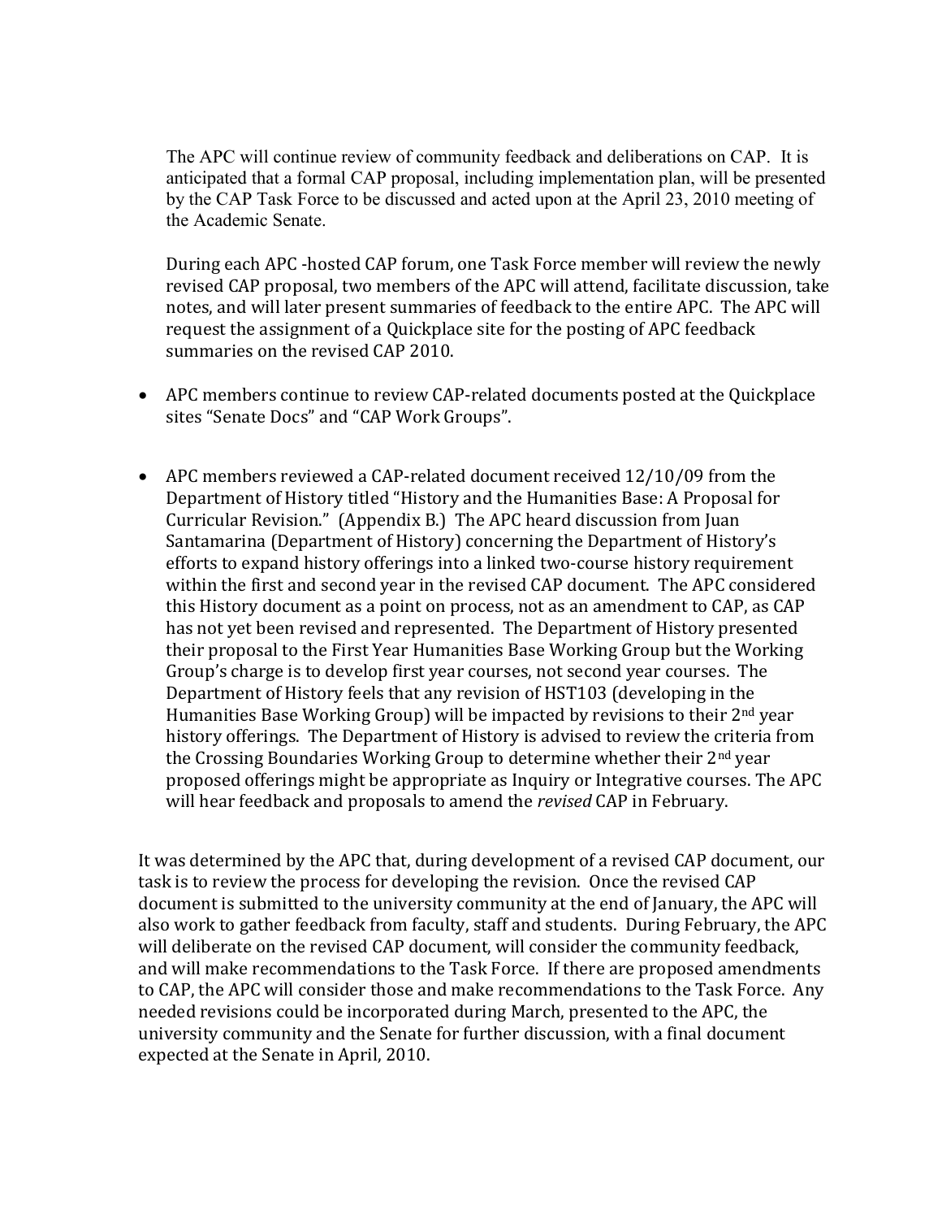The APC will continue review of community feedback and deliberations on CAP. It is anticipated that a formal CAP proposal, including implementation plan, will be presented by the CAP Task Force to be discussed and acted upon at the April 23, 2010 meeting of the Academic Senate.

During each APC -hosted CAP forum, one Task Force member will review the newly revised CAP proposal, two members of the APC will attend, facilitate discussion, take notes, and will later present summaries of feedback to the entire APC. The APC will request the assignment of a Quickplace site for the posting of APC feedback summaries on the revised CAP 2010.

- APC members continue to review CAP-related documents posted at the Quickplace sites "Senate Docs" and "CAP Work Groups".

- APC members reviewed a CAP-related document received 12/10/09 from the Department of History titled "History and the Humanities Base: A Proposal for Curricular Revision." (Appendix B.) The APC heard discussion from Juan Santamarina (Department of History) concerning the Department of History's efforts to expand history offerings into a linked two-course history requirement within the first and second year in the revised CAP document. The APC considered this History document as a point on process, not as an amendment to CAP, as CAP has not yet been revised and represented. The Department of History presented their proposal to the First Year Humanities Base Working Group but the Working Group's charge is to develop first year courses, not second year courses. The Department of History feels that any revision of HST103 (developing in the Humanities Base Working Group) will be impacted by revisions to their 2nd year history offerings. The Department of History is advised to review the criteria from the Crossing Boundaries Working Group to determine whether their 2nd year proposed offerings might be appropriate as Inquiry or Integrative courses. The APC will hear feedback and proposals to amend the *revised* CAP in February.

It was determined by the APC that, during development of a revised CAP document, our task is to review the process for developing the revision. Once the revised CAP document is submitted to the university community at the end of January, the APC will also work to gather feedback from faculty, staff and students. During February, the APC will deliberate on the revised CAP document, will consider the community feedback, and will make recommendations to the Task Force. If there are proposed amendments to CAP, the APC will consider those and make recommendations to the Task Force. Any needed revisions could be incorporated during March, presented to the APC, the university community and the Senate for further discussion, with a final document expected at the Senate in April, 2010.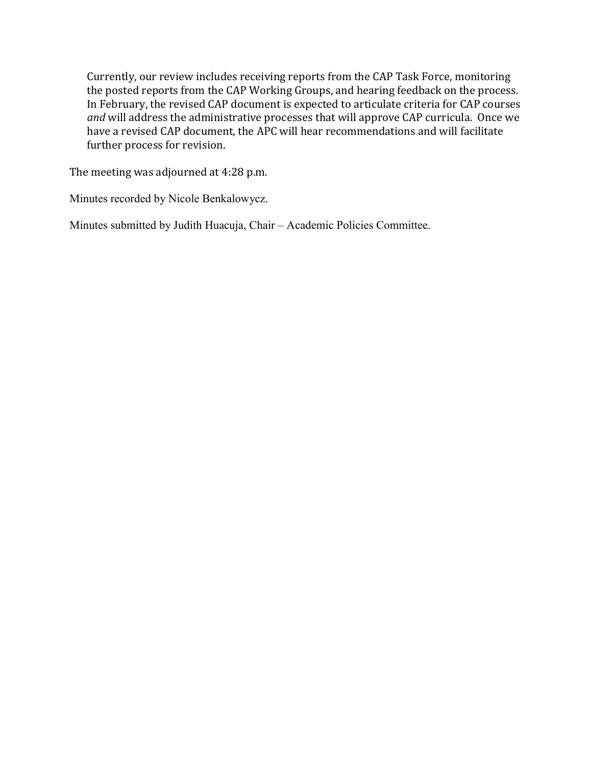Currently, our review includes receiving reports from the CAP Task Force, monitoring the posted reports from the CAP Working Groups, and hearing feedback on the process. In February, the revised CAP document is expected to articulate criteria for CAP courses *and* will address the administrative processes that will approve CAP curricula. Once we have a revised CAP document, the APC will hear recommendations and will facilitate further process for revision.

The meeting was adjourned at 4:28 p.m.

Minutes recorded by Nicole Benkalowycz.

Minutes submitted by Judith Huacuja, Chair – Academic Policies Committee.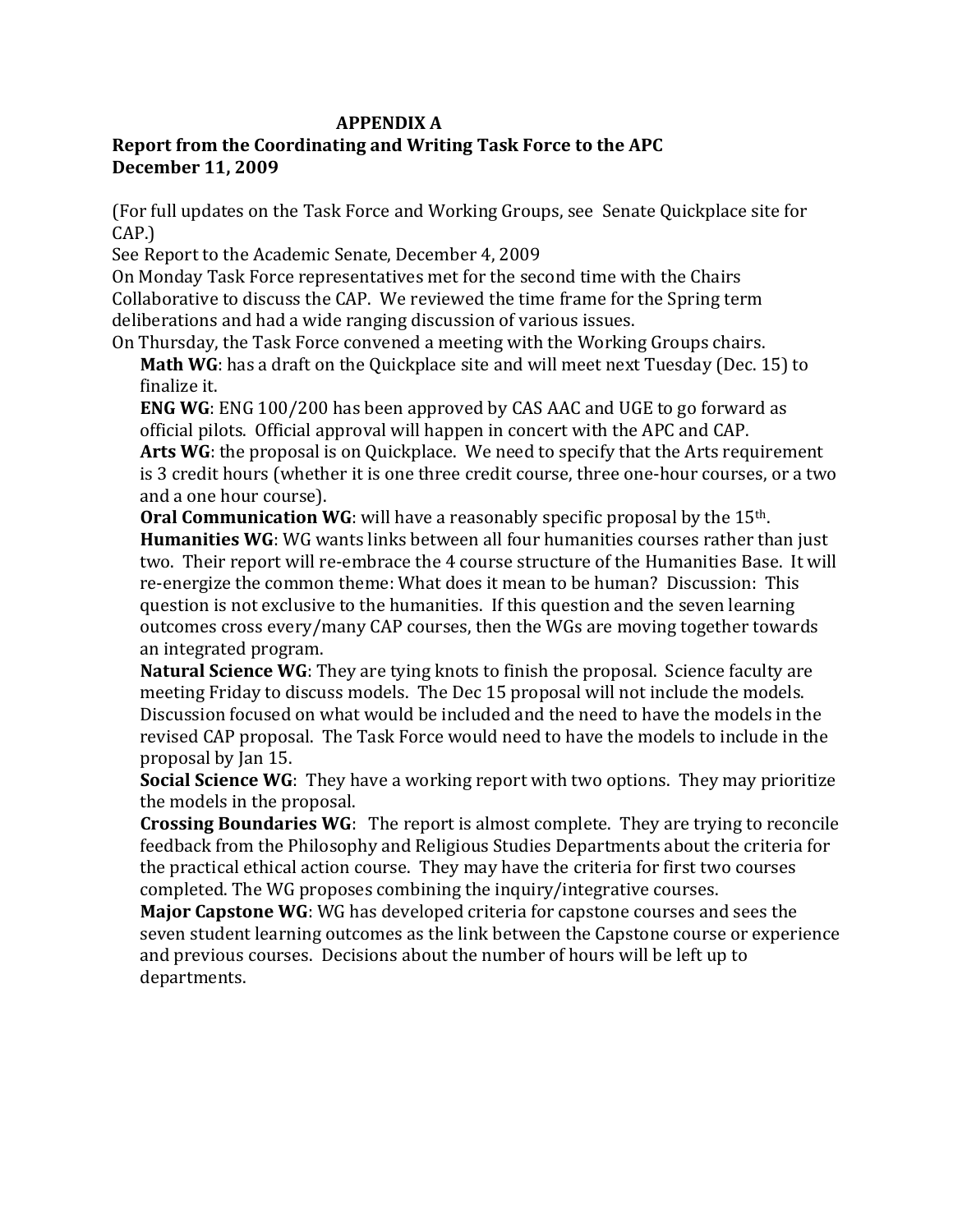**APPENDIX A**

**Report from the Coordinating and Writing Task Force to the APC**
**December 11, 2009**

(For full updates on the Task Force and Working Groups, see Senate Quickplace site for CAP.)

See Report to the Academic Senate, December 4, 2009

On Monday Task Force representatives met for the second time with the Chairs Collaborative to discuss the CAP. We reviewed the time frame for the Spring term deliberations and had a wide ranging discussion of various issues.

On Thursday, the Task Force convened a meeting with the Working Groups chairs.

**Math WG**: has a draft on the Quickplace site and will meet next Tuesday (Dec. 15) to finalize it.

**ENG WG**: ENG 100/200 has been approved by CAS AAC and UGE to go forward as official pilots. Official approval will happen in concert with the APC and CAP.

**Arts WG**: the proposal is on Quickplace. We need to specify that the Arts requirement is 3 credit hours (whether it is one three credit course, three one-hour courses, or a two and a one hour course).

**Oral Communication WG**: will have a reasonably specific proposal by the 15th.

**Humanities WG**: WG wants links between all four humanities courses rather than just two. Their report will re-embrace the 4 course structure of the Humanities Base. It will re-energize the common theme: What does it mean to be human? Discussion: This question is not exclusive to the humanities. If this question and the seven learning outcomes cross every/many CAP courses, then the WGs are moving together towards an integrated program.

**Natural Science WG**: They are tying knots to finish the proposal. Science faculty are meeting Friday to discuss models. The Dec 15 proposal will not include the models. Discussion focused on what would be included and the need to have the models in the revised CAP proposal. The Task Force would need to have the models to include in the proposal by Jan 15.

**Social Science WG**: They have a working report with two options. They may prioritize the models in the proposal.

**Crossing Boundaries WG**: The report is almost complete. They are trying to reconcile feedback from the Philosophy and Religious Studies Departments about the criteria for the practical ethical action course. They may have the criteria for first two courses completed. The WG proposes combining the inquiry/integrative courses.

**Major Capstone WG**: WG has developed criteria for capstone courses and sees the seven student learning outcomes as the link between the Capstone course or experience and previous courses. Decisions about the number of hours will be left up to departments.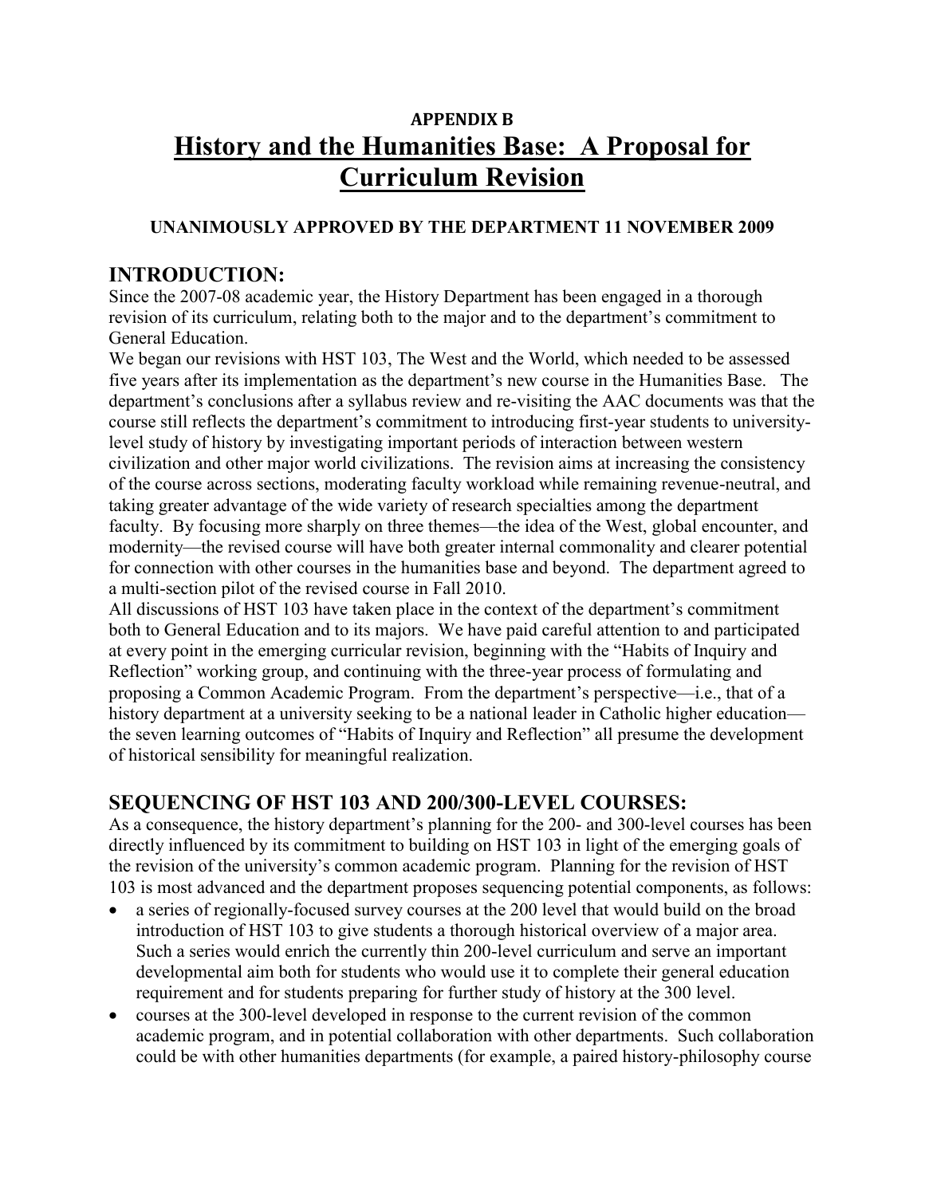**APPENDIX B**

# History and the Humanities Base: A Proposal for Curriculum Revision

**UNANIMOUSLY APPROVED BY THE DEPARTMENT 11 NOVEMBER 2009**

## INTRODUCTION:

Since the 2007-08 academic year, the History Department has been engaged in a thorough revision of its curriculum, relating both to the major and to the department's commitment to General Education.

We began our revisions with HST 103, The West and the World, which needed to be assessed five years after its implementation as the department's new course in the Humanities Base. The department's conclusions after a syllabus review and re-visiting the AAC documents was that the course still reflects the department's commitment to introducing first-year students to university-level study of history by investigating important periods of interaction between western civilization and other major world civilizations. The revision aims at increasing the consistency of the course across sections, moderating faculty workload while remaining revenue-neutral, and taking greater advantage of the wide variety of research specialties among the department faculty. By focusing more sharply on three themes—the idea of the West, global encounter, and modernity—the revised course will have both greater internal commonality and clearer potential for connection with other courses in the humanities base and beyond. The department agreed to a multi-section pilot of the revised course in Fall 2010.

All discussions of HST 103 have taken place in the context of the department's commitment both to General Education and to its majors. We have paid careful attention to and participated at every point in the emerging curricular revision, beginning with the "Habits of Inquiry and Reflection" working group, and continuing with the three-year process of formulating and proposing a Common Academic Program. From the department's perspective—i.e., that of a history department at a university seeking to be a national leader in Catholic higher education—the seven learning outcomes of "Habits of Inquiry and Reflection" all presume the development of historical sensibility for meaningful realization.

## SEQUENCING OF HST 103 AND 200/300-LEVEL COURSES:

As a consequence, the history department's planning for the 200- and 300-level courses has been directly influenced by its commitment to building on HST 103 in light of the emerging goals of the revision of the university's common academic program. Planning for the revision of HST 103 is most advanced and the department proposes sequencing potential components, as follows:

- a series of regionally-focused survey courses at the 200 level that would build on the broad introduction of HST 103 to give students a thorough historical overview of a major area. Such a series would enrich the currently thin 200-level curriculum and serve an important developmental aim both for students who would use it to complete their general education requirement and for students preparing for further study of history at the 300 level.
- courses at the 300-level developed in response to the current revision of the common academic program, and in potential collaboration with other departments. Such collaboration could be with other humanities departments (for example, a paired history-philosophy course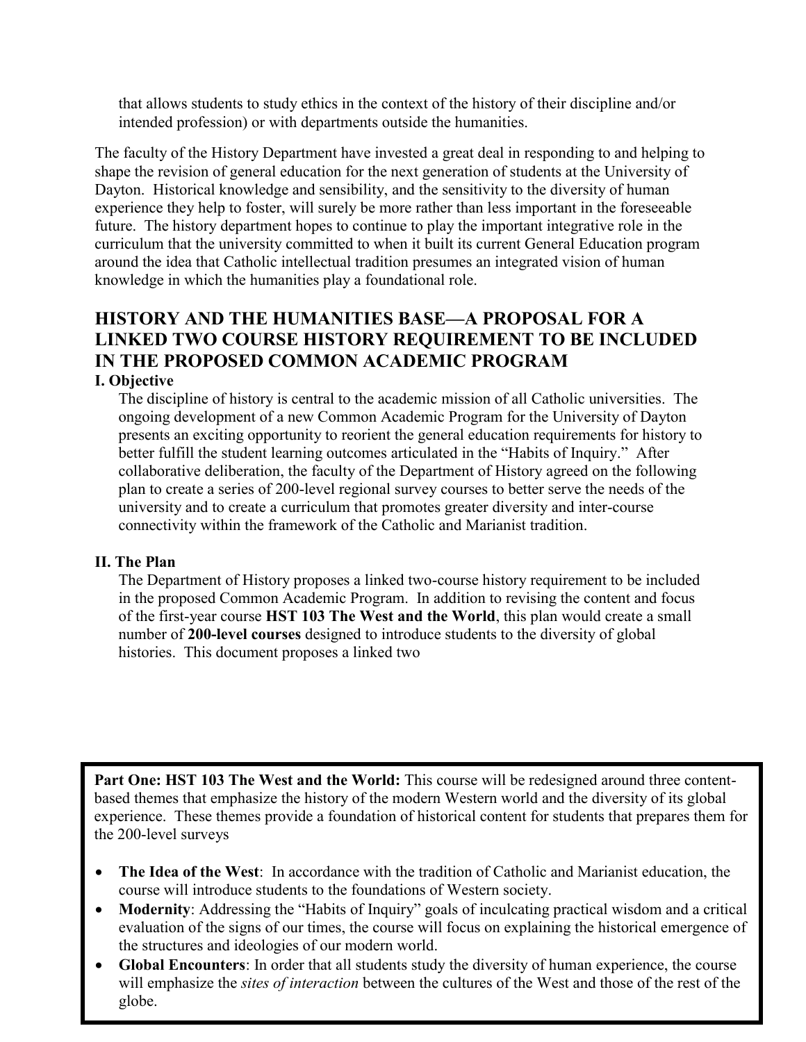that allows students to study ethics in the context of the history of their discipline and/or intended profession) or with departments outside the humanities.

The faculty of the History Department have invested a great deal in responding to and helping to shape the revision of general education for the next generation of students at the University of Dayton. Historical knowledge and sensibility, and the sensitivity to the diversity of human experience they help to foster, will surely be more rather than less important in the foreseeable future. The history department hopes to continue to play the important integrative role in the curriculum that the university committed to when it built its current General Education program around the idea that Catholic intellectual tradition presumes an integrated vision of human knowledge in which the humanities play a foundational role.

## HISTORY AND THE HUMANITIES BASE—A PROPOSAL FOR A LINKED TWO COURSE HISTORY REQUIREMENT TO BE INCLUDED IN THE PROPOSED COMMON ACADEMIC PROGRAM

**I. Objective**

The discipline of history is central to the academic mission of all Catholic universities. The ongoing development of a new Common Academic Program for the University of Dayton presents an exciting opportunity to reorient the general education requirements for history to better fulfill the student learning outcomes articulated in the "Habits of Inquiry." After collaborative deliberation, the faculty of the Department of History agreed on the following plan to create a series of 200-level regional survey courses to better serve the needs of the university and to create a curriculum that promotes greater diversity and inter-course connectivity within the framework of the Catholic and Marianist tradition.

**II. The Plan**

The Department of History proposes a linked two-course history requirement to be included in the proposed Common Academic Program. In addition to revising the content and focus of the first-year course **HST 103 The West and the World**, this plan would create a small number of **200-level courses** designed to introduce students to the diversity of global histories. This document proposes a linked two

**Part One: HST 103 The West and the World:** This course will be redesigned around three content-based themes that emphasize the history of the modern Western world and the diversity of its global experience. These themes provide a foundation of historical content for students that prepares them for the 200-level surveys

- **The Idea of the West**: In accordance with the tradition of Catholic and Marianist education, the course will introduce students to the foundations of Western society.
- **Modernity**: Addressing the "Habits of Inquiry" goals of inculcating practical wisdom and a critical evaluation of the signs of our times, the course will focus on explaining the historical emergence of the structures and ideologies of our modern world.
- **Global Encounters**: In order that all students study the diversity of human experience, the course will emphasize the *sites of interaction* between the cultures of the West and those of the rest of the globe.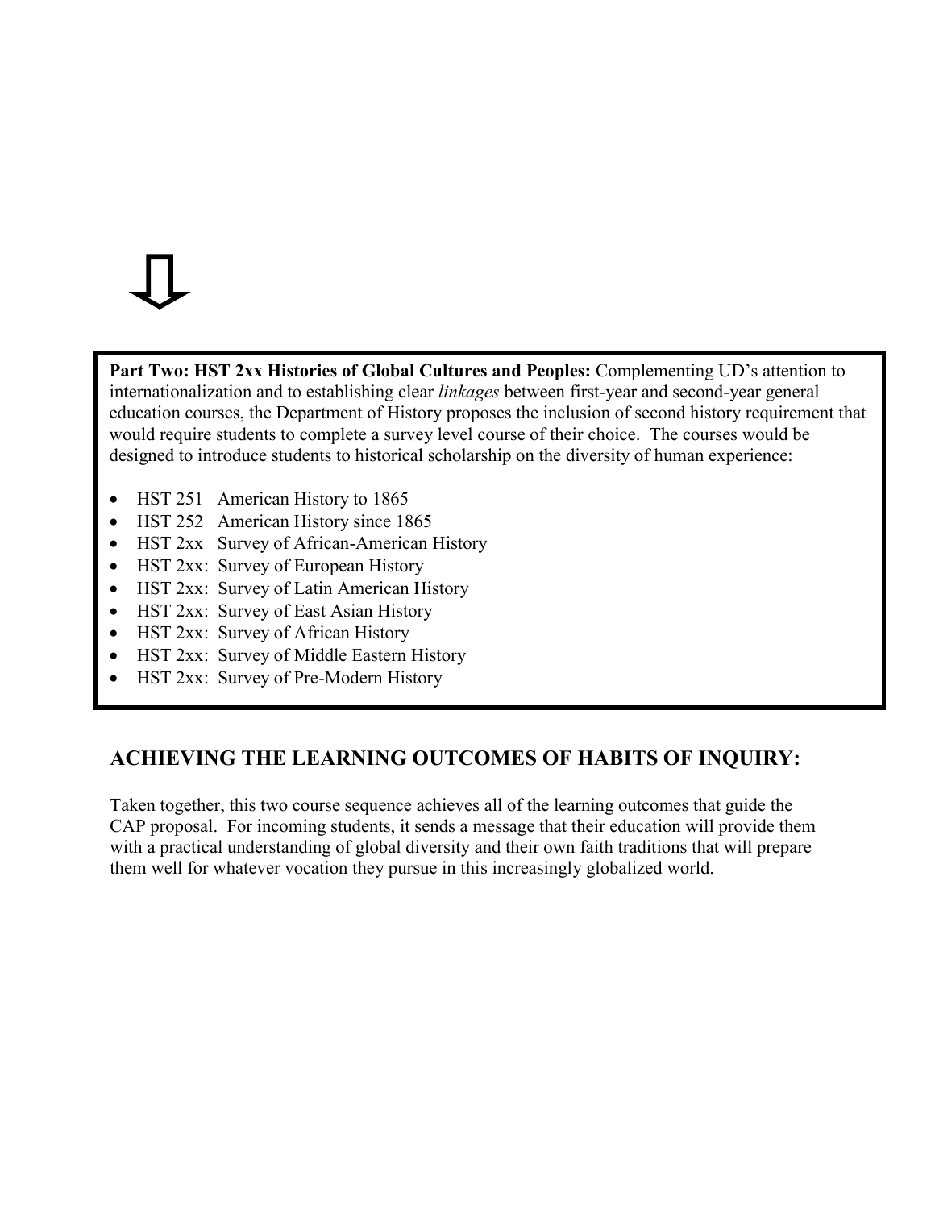⇩

**Part Two: HST 2xx Histories of Global Cultures and Peoples:** Complementing UD's attention to internationalization and to establishing clear *linkages* between first-year and second-year general education courses, the Department of History proposes the inclusion of second history requirement that would require students to complete a survey level course of their choice. The courses would be designed to introduce students to historical scholarship on the diversity of human experience:

- HST 251 American History to 1865
- HST 252 American History since 1865
- HST 2xx Survey of African-American History
- HST 2xx: Survey of European History
- HST 2xx: Survey of Latin American History
- HST 2xx: Survey of East Asian History
- HST 2xx: Survey of African History
- HST 2xx: Survey of Middle Eastern History
- HST 2xx: Survey of Pre-Modern History

## ACHIEVING THE LEARNING OUTCOMES OF HABITS OF INQUIRY:

Taken together, this two course sequence achieves all of the learning outcomes that guide the CAP proposal. For incoming students, it sends a message that their education will provide them with a practical understanding of global diversity and their own faith traditions that will prepare them well for whatever vocation they pursue in this increasingly globalized world.